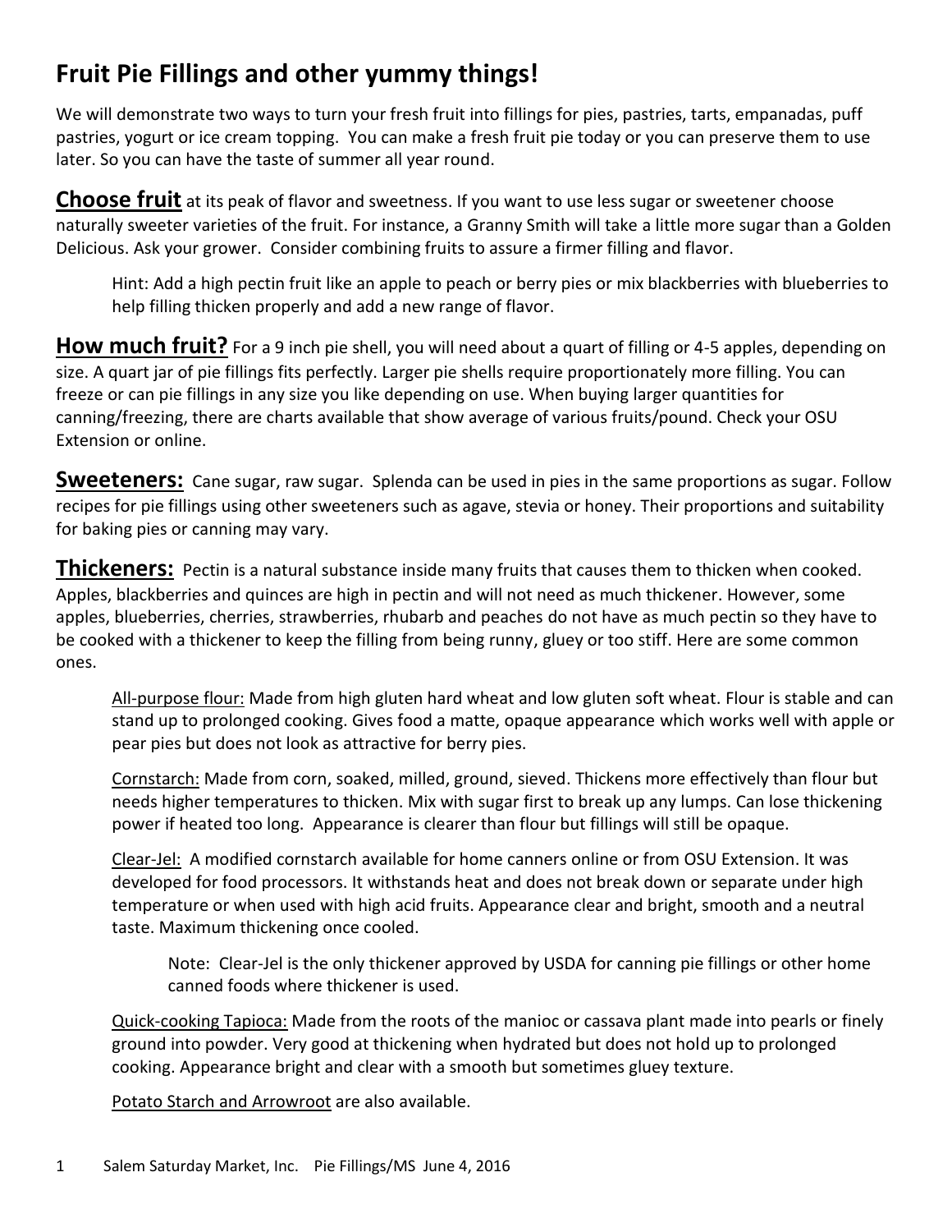# Fruit Pie Fillings and other yummy things!

We will demonstrate two ways to turn your fresh fruit into fillings for pies, pastries, tarts, empanadas, puff pastries, yogurt or ice cream topping. You can make a fresh fruit pie today or you can preserve them to use later. So you can have the taste of summer all year round.

**Choose fruit** at its peak of flavor and sweetness. If you want to use less sugar or sweetener choose naturally sweeter varieties of the fruit. For instance, a Granny Smith will take a little more sugar than a Golden Delicious. Ask your grower. Consider combining fruits to assure a firmer filling and flavor.

> Hint: Add a high pectin fruit like an apple to peach or berry pies or mix blackberries with blueberries to help filling thicken properly and add a new range of flavor.

**How much fruit?** For a 9 inch pie shell, you will need about a quart of filling or 4-5 apples, depending on size. A quart jar of pie fillings fits perfectly. Larger pie shells require proportionately more filling. You can freeze or can pie fillings in any size you like depending on use. When buying larger quantities for canning/freezing, there are charts available that show average of various fruits/pound. Check your OSU Extension or online.

**Sweeteners:** Cane sugar, raw sugar. Splenda can be used in pies in the same proportions as sugar. Follow recipes for pie fillings using other sweeteners such as agave, stevia or honey. Their proportions and suitability for baking pies or canning may vary.

**Thickeners:** Pectin is a natural substance inside many fruits that causes them to thicken when cooked. Apples, blackberries and quinces are high in pectin and will not need as much thickener. However, some apples, blueberries, cherries, strawberries, rhubarb and peaches do not have as much pectin so they have to be cooked with a thickener to keep the filling from being runny, gluey or too stiff. Here are some common ones.

<u>All-purpose flour:</u> Made from high gluten hard wheat and low gluten soft wheat. Flour is stable and can stand up to prolonged cooking. Gives food a matte, opaque appearance which works well with apple or pear pies but does not look as attractive for berry pies.

<u>Cornstarch:</u> Made from corn, soaked, milled, ground, sieved. Thickens more effectively than flour but needs higher temperatures to thicken. Mix with sugar first to break up any lumps. Can lose thickening power if heated too long. Appearance is clearer than flour but fillings will still be opaque.

<u>Clear-Jel:</u> A modified cornstarch available for home canners online or from OSU Extension. It was developed for food processors. It withstands heat and does not break down or separate under high temperature or when used with high acid fruits. Appearance clear and bright, smooth and a neutral taste. Maximum thickening once cooled.

> Note: Clear-Jel is the only thickener approved by USDA for canning pie fillings or other home canned foods where thickener is used.

<u>Quick-cooking Tapioca:</u> Made from the roots of the manioc or cassava plant made into pearls or finely ground into powder. Very good at thickening when hydrated but does not hold up to prolonged cooking. Appearance bright and clear with a smooth but sometimes gluey texture.

<u>Potato Starch and Arrowroot</u> are also available.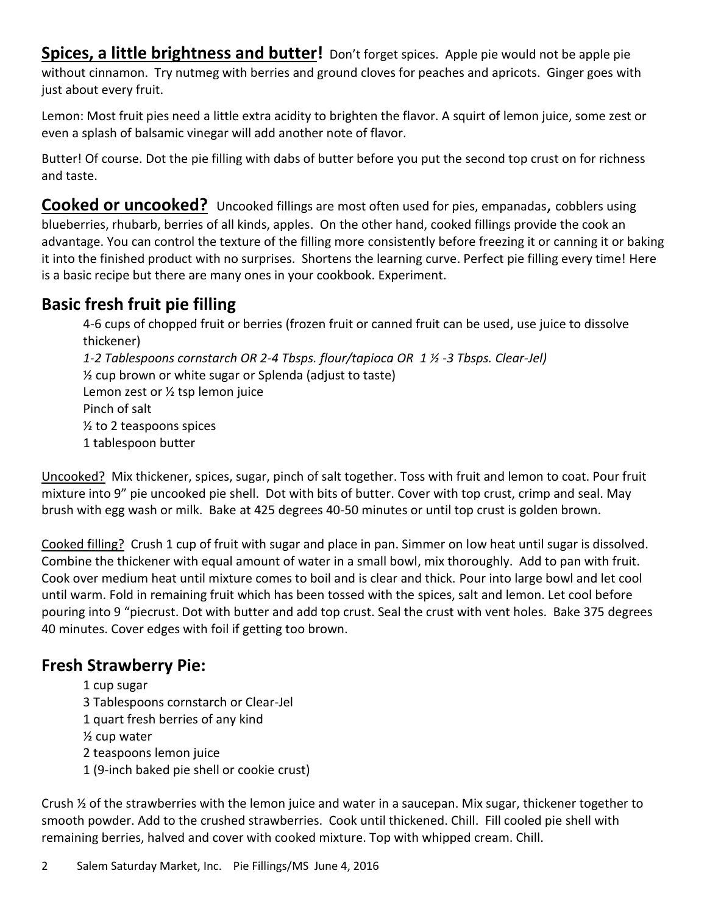**Spices, a little brightness and butter!** Don't forget spices. Apple pie would not be apple pie without cinnamon. Try nutmeg with berries and ground cloves for peaches and apricots. Ginger goes with just about every fruit.

Lemon: Most fruit pies need a little extra acidity to brighten the flavor. A squirt of lemon juice, some zest or even a splash of balsamic vinegar will add another note of flavor.

Butter! Of course. Dot the pie filling with dabs of butter before you put the second top crust on for richness and taste.

**Cooked or uncooked?** Uncooked fillings are most often used for pies, empanadas, cobblers using blueberries, rhubarb, berries of all kinds, apples. On the other hand, cooked fillings provide the cook an advantage. You can control the texture of the filling more consistently before freezing it or canning it or baking it into the finished product with no surprises. Shortens the learning curve. Perfect pie filling every time! Here is a basic recipe but there are many ones in your cookbook. Experiment.

## Basic fresh fruit pie filling

4-6 cups of chopped fruit or berries (frozen fruit or canned fruit can be used, use juice to dissolve thickener)
*1-2 Tablespoons cornstarch OR 2-4 Tbsps. flour/tapioca OR 1 ½ -3 Tbsps. Clear-Jel)*
½ cup brown or white sugar or Splenda (adjust to taste)
Lemon zest or ½ tsp lemon juice
Pinch of salt
½ to 2 teaspoons spices
1 tablespoon butter

Uncooked? Mix thickener, spices, sugar, pinch of salt together. Toss with fruit and lemon to coat. Pour fruit mixture into 9" pie uncooked pie shell. Dot with bits of butter. Cover with top crust, crimp and seal. May brush with egg wash or milk. Bake at 425 degrees 40-50 minutes or until top crust is golden brown.

Cooked filling? Crush 1 cup of fruit with sugar and place in pan. Simmer on low heat until sugar is dissolved. Combine the thickener with equal amount of water in a small bowl, mix thoroughly. Add to pan with fruit. Cook over medium heat until mixture comes to boil and is clear and thick. Pour into large bowl and let cool until warm. Fold in remaining fruit which has been tossed with the spices, salt and lemon. Let cool before pouring into 9 "piecrust. Dot with butter and add top crust. Seal the crust with vent holes. Bake 375 degrees 40 minutes. Cover edges with foil if getting too brown.

## Fresh Strawberry Pie:

1 cup sugar
3 Tablespoons cornstarch or Clear-Jel
1 quart fresh berries of any kind
½ cup water
2 teaspoons lemon juice
1 (9-inch baked pie shell or cookie crust)

Crush ½ of the strawberries with the lemon juice and water in a saucepan. Mix sugar, thickener together to smooth powder. Add to the crushed strawberries. Cook until thickened. Chill. Fill cooled pie shell with remaining berries, halved and cover with cooked mixture. Top with whipped cream. Chill.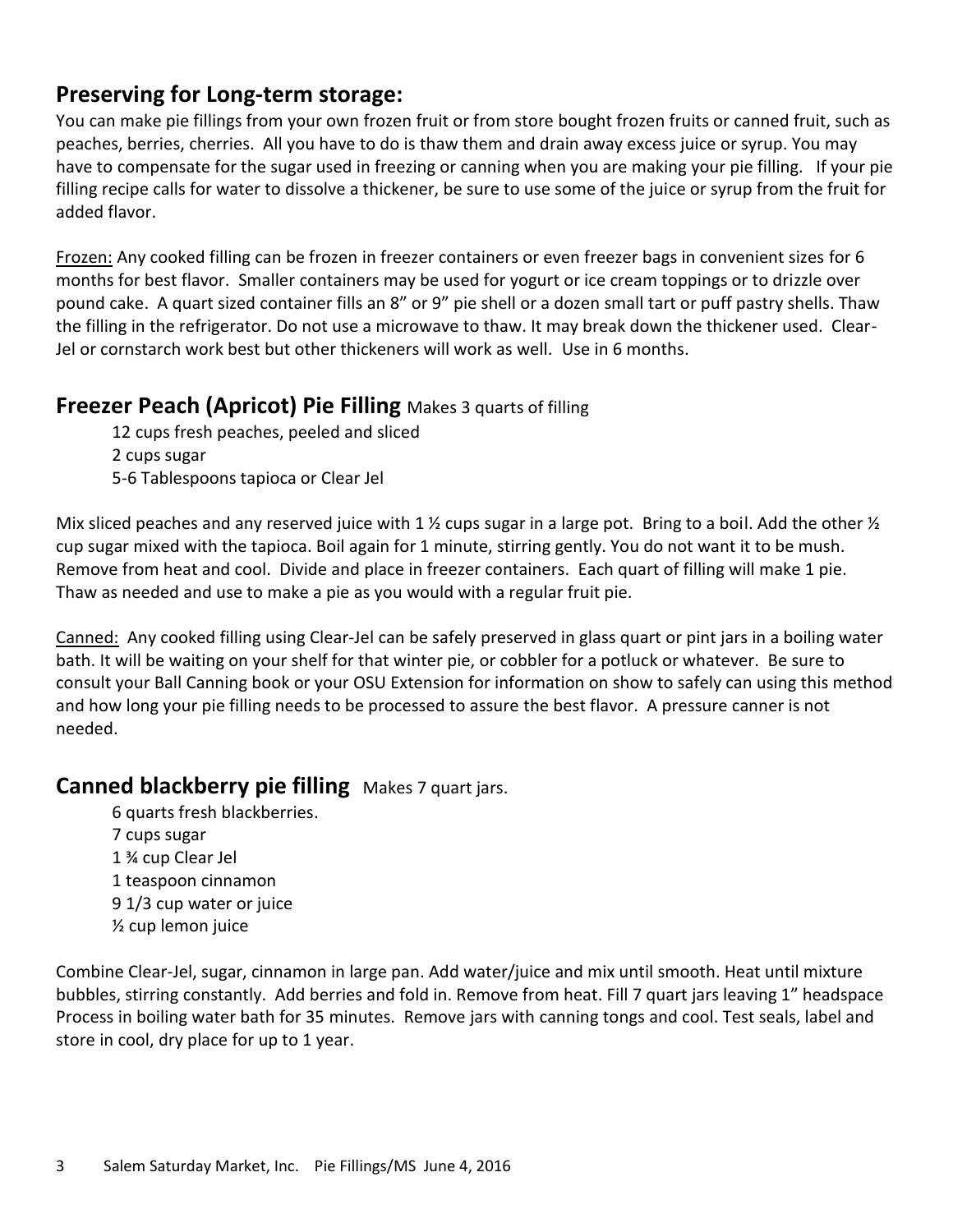## Preserving for Long-term storage:

You can make pie fillings from your own frozen fruit or from store bought frozen fruits or canned fruit, such as peaches, berries, cherries. All you have to do is thaw them and drain away excess juice or syrup. You may have to compensate for the sugar used in freezing or canning when you are making your pie filling. If your pie filling recipe calls for water to dissolve a thickener, be sure to use some of the juice or syrup from the fruit for added flavor.

Frozen: Any cooked filling can be frozen in freezer containers or even freezer bags in convenient sizes for 6 months for best flavor. Smaller containers may be used for yogurt or ice cream toppings or to drizzle over pound cake. A quart sized container fills an 8" or 9" pie shell or a dozen small tart or puff pastry shells. Thaw the filling in the refrigerator. Do not use a microwave to thaw. It may break down the thickener used. Clear-Jel or cornstarch work best but other thickeners will work as well. Use in 6 months.

## Freezer Peach (Apricot) Pie Filling Makes 3 quarts of filling

- 12 cups fresh peaches, peeled and sliced
- 2 cups sugar
- 5-6 Tablespoons tapioca or Clear Jel

Mix sliced peaches and any reserved juice with 1 ½ cups sugar in a large pot. Bring to a boil. Add the other ½ cup sugar mixed with the tapioca. Boil again for 1 minute, stirring gently. You do not want it to be mush. Remove from heat and cool. Divide and place in freezer containers. Each quart of filling will make 1 pie. Thaw as needed and use to make a pie as you would with a regular fruit pie.

Canned: Any cooked filling using Clear-Jel can be safely preserved in glass quart or pint jars in a boiling water bath. It will be waiting on your shelf for that winter pie, or cobbler for a potluck or whatever. Be sure to consult your Ball Canning book or your OSU Extension for information on show to safely can using this method and how long your pie filling needs to be processed to assure the best flavor. A pressure canner is not needed.

## Canned blackberry pie filling Makes 7 quart jars.

- 6 quarts fresh blackberries.
- 7 cups sugar
- 1 ¾ cup Clear Jel
- 1 teaspoon cinnamon
- 9 1/3 cup water or juice
- ½ cup lemon juice

Combine Clear-Jel, sugar, cinnamon in large pan. Add water/juice and mix until smooth. Heat until mixture bubbles, stirring constantly. Add berries and fold in. Remove from heat. Fill 7 quart jars leaving 1" headspace Process in boiling water bath for 35 minutes. Remove jars with canning tongs and cool. Test seals, label and store in cool, dry place for up to 1 year.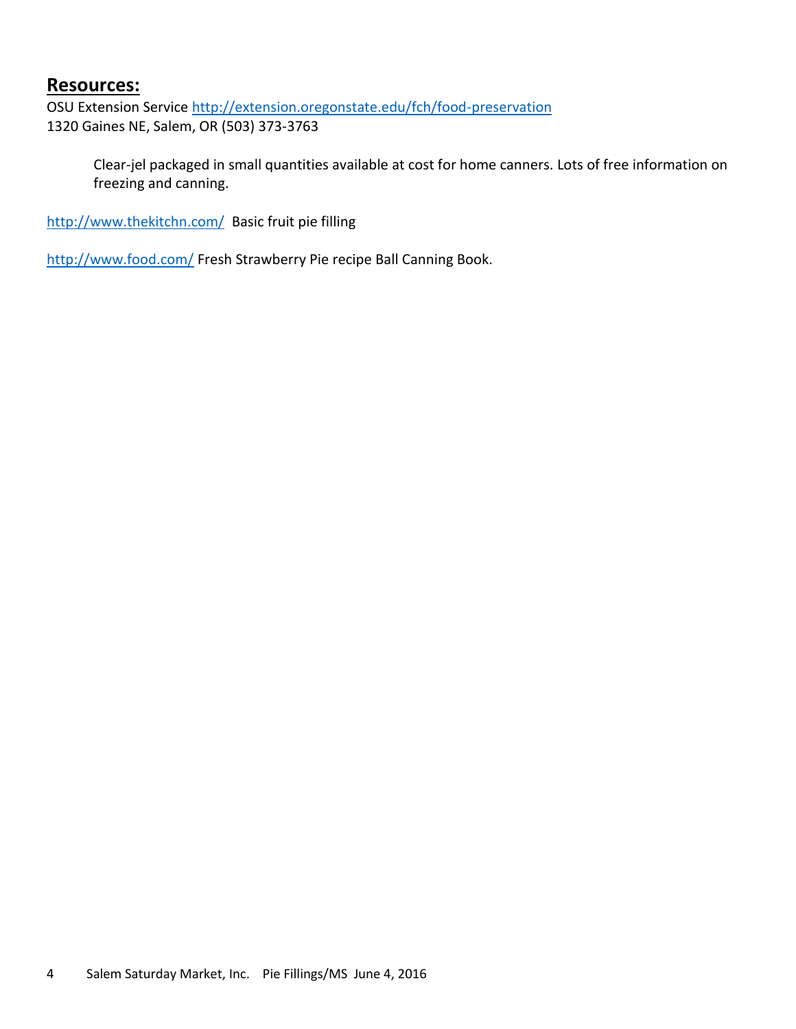## Resources:

OSU Extension Service http://extension.oregonstate.edu/fch/food-preservation
1320 Gaines NE, Salem, OR (503) 373-3763

> Clear-jel packaged in small quantities available at cost for home canners. Lots of free information on freezing and canning.

http://www.thekitchn.com/ Basic fruit pie filling

http://www.food.com/ Fresh Strawberry Pie recipe Ball Canning Book.